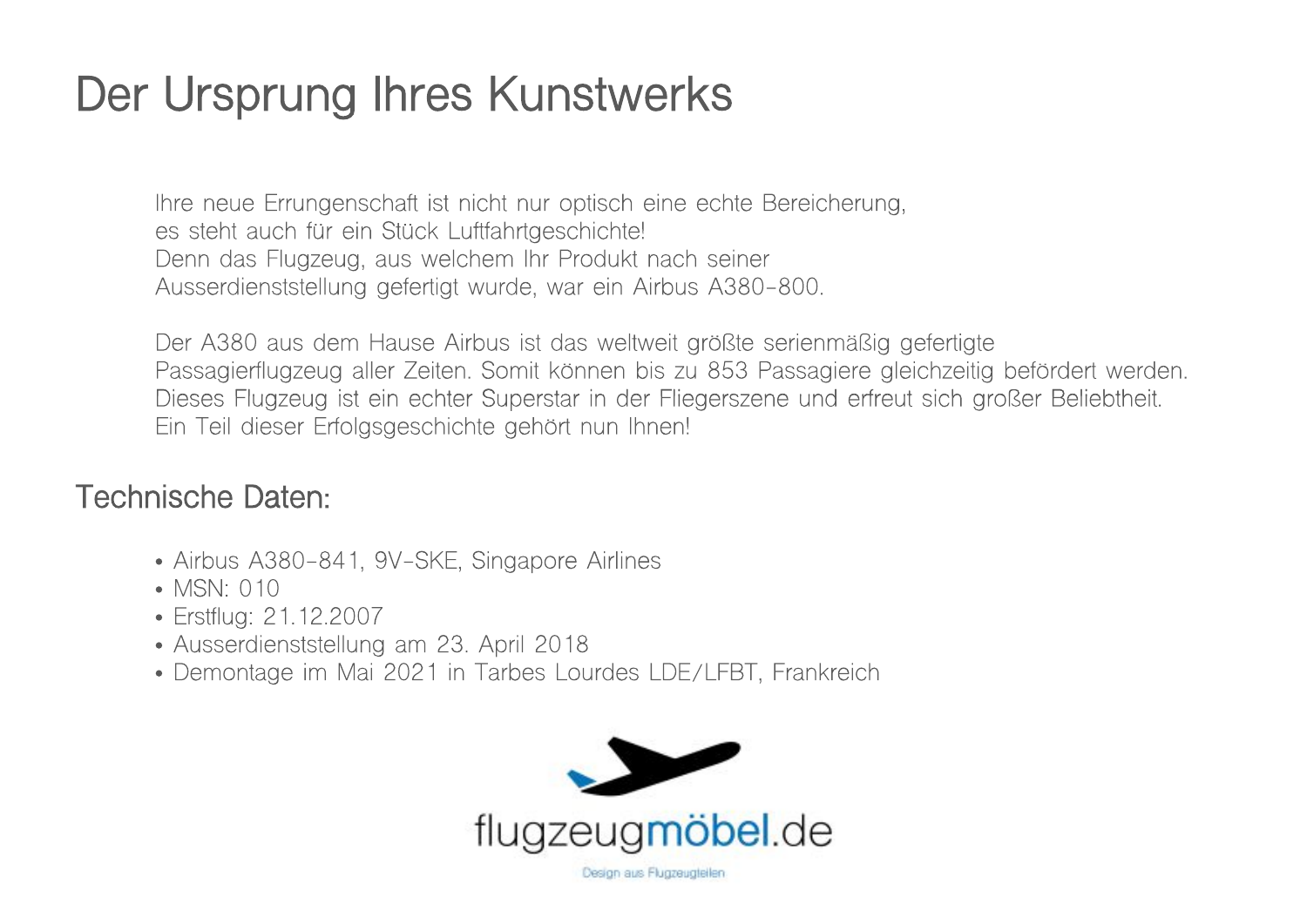# Der Ursprung Ihres Kunstwerks

Ihre neue Errungenschaft ist nicht nur optisch eine echte Bereicherung,
es steht auch für ein Stück Luftfahrtgeschichte!
Denn das Flugzeug, aus welchem Ihr Produkt nach seiner
Ausserdienststellung gefertigt wurde, war ein Airbus A380-800.

Der A380 aus dem Hause Airbus ist das weltweit größte serienmäßig gefertigte
Passagierflugzeug aller Zeiten. Somit können bis zu 853 Passagiere gleichzeitig befördert werden.
Dieses Flugzeug ist ein echter Superstar in der Fliegerszene und erfreut sich großer Beliebtheit.
Ein Teil dieser Erfolgsgeschichte gehört nun Ihnen!

## Technische Daten:

- Airbus A380-841, 9V-SKE, Singapore Airlines
- MSN: 010
- Erstflug: 21.12.2007
- Ausserdienststellung am 23. April 2018
- Demontage im Mai 2021 in Tarbes Lourdes LDE/LFBT, Frankreich

flugzeugmöbel.de

Design aus Flugzeugteilen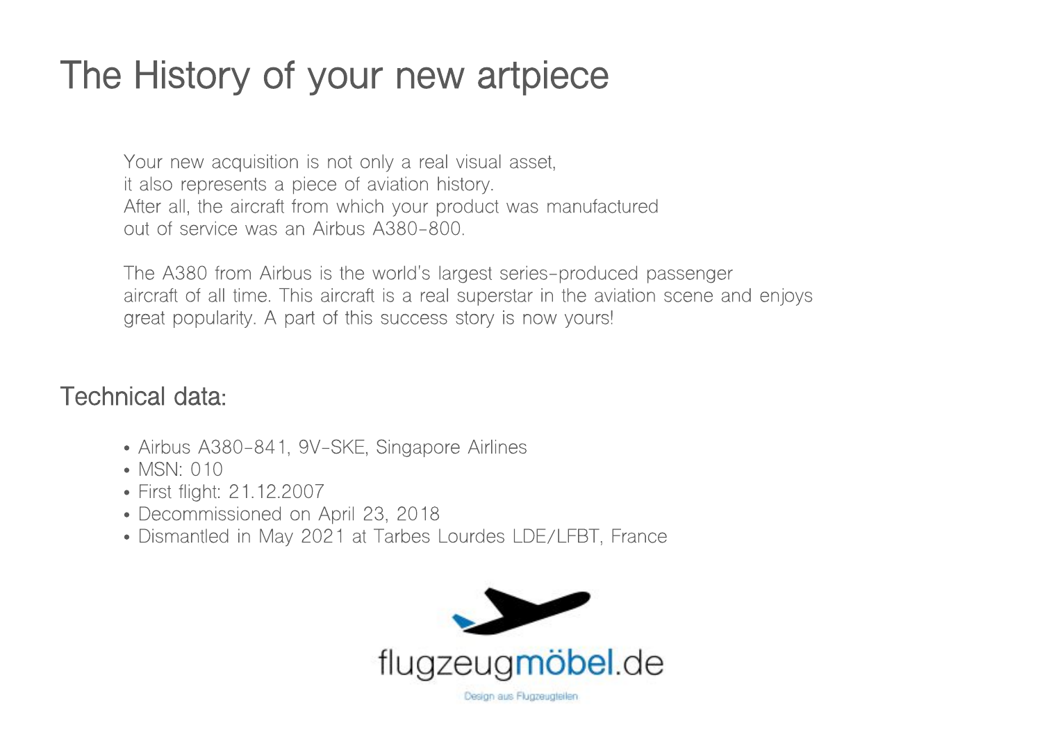# The History of your new artpiece

Your new acquisition is not only a real visual asset,
it also represents a piece of aviation history.
After all, the aircraft from which your product was manufactured
out of service was an Airbus A380-800.

The A380 from Airbus is the world's largest series-produced passenger
aircraft of all time. This aircraft is a real superstar in the aviation scene and enjoys
great popularity. A part of this success story is now yours!

## Technical data:

- Airbus A380-841, 9V-SKE, Singapore Airlines
- MSN: 010
- First flight: 21.12.2007
- Decommissioned on April 23, 2018
- Dismantled in May 2021 at Tarbes Lourdes LDE/LFBT, France

flugzeugmöbel.de

Design aus Flugzeugteilen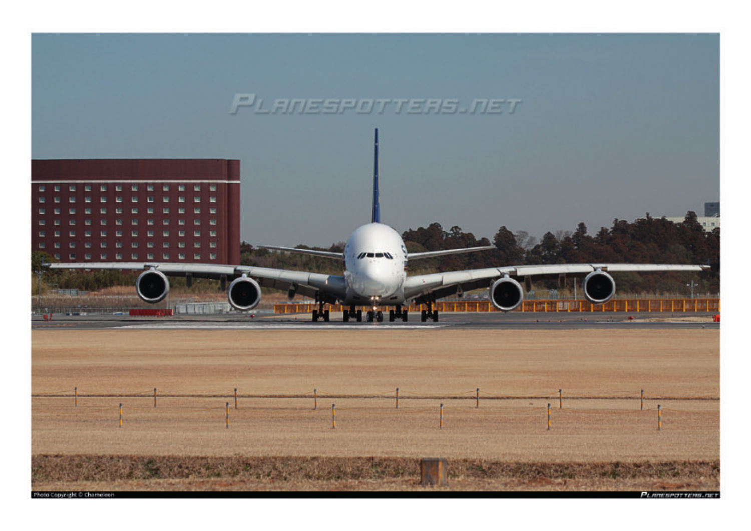Photo Copyright © Chameleon